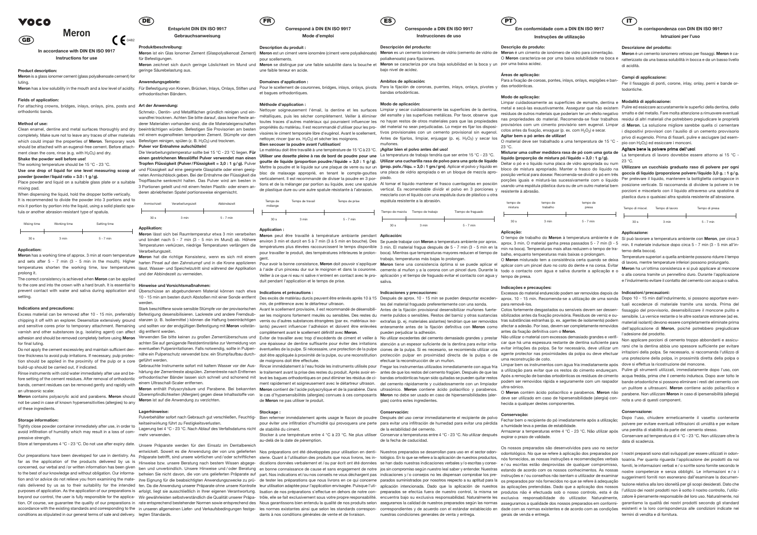VOCO

# Meron

GB

CE 0482

## In accordance with DIN EN ISO 9917

### Instructions for use

**Product description:**

**Meron** is a glass ionomer cement (glass polyalkenoate cement) for luting.

**Meron** has a low solubility in the mouth and a low level of acidity.

**Fields of application:**

For attaching crowns, bridges, inlays, onlays, pins, posts and orthodontic bands.

**Method of use:**

Clean enamel, dentine and metal surfaces thoroughly and dry completely. Make sure not to leave any traces of other materials which could impair the properties of **Meron**. Temporary work should be attached with an eugenol-free cement. Before attachment clean the core, rinse (e.g. with $H_2O_2$) and dry.

**Shake the powder well before use!**

The working temperature should be 15 °C - 23 °C.

**Use one drop of liquid for one level measuring scoop of powder (powder/liquid ratio = 3.0 : 1 g/g).**

Place powder and liquid on a suitable glass plate or a suitable mixing pad.

When dispensing the liquid, hold the dropper bottle vertically.

It is recommended to divide the powder into 3 portions and to mix it portion by portion into the liquid, using a solid plastic spatula or another abrasion-resistant type of spatula.

| Mixing time | Working time | Setting time |
|---|---|---|
| 30 s | 3 min | 5 - 7 min |

**Application:**

**Meron** has a working time of approx. 3 min at room temperature and sets after 5 - 7 min (3 - 5 min in the mouth). Higher temperatures shorten the working time, low temperatures prolong it.

The correct consistency is achieved when **Meron** can be applied to the core and into the crown with a hard brush. It is essential to prevent contact with water and saliva during application and setting.

**Indications and precautions:**

Excess material can be removed after 10 - 15 min, preferably chipping it off with an explorer. Desensitize extensively ground and sensitive cores prior to temporary attachment. Remaining varnish and other substances (e.g. isolating agent) can affect adhesion and should be removed completely before using **Meron** for final luting.

Do not apply the cement excessively and maintain sufficient dentine thickness to avoid pulp irritations. If necessary, pulp protection should be applied in the proximity of the pulp or a core build-up should be carried out, if indicated.

Rinse instruments with cold water immediately after use and before setting of the cement residues. After removal of orthodontic bands, cement residues can be removed gently and rapidly with an ultrasonic scaler.

**Meron** contains polyacrylic acid and parabens. **Meron** should not be used in case of known hypersensitivities (allergies) to any of these ingredients.

**Storage information:**

Tightly close powder container immediately after use, in order to avoid infiltration of humidity which may result in a loss of compressive strength.

Store at temperatures 4 °C - 23 °C. Do not use after expiry date.

Our preparations have been developed for use in dentistry. As far as the application of the products delivered by us is concerned, our verbal and/or written information has been given to the best of our knowledge and without obligation. Our information and/or advice do not relieve you from examining the materials delivered by us as to their suitability for the intended purposes of application. As the application of our preparations is beyond our control, the user is fully responsible for the application. Of course, we guarantee the quality of our preparations in accordance with the existing standards and corresponding to the conditions as stipulated in our general terms of sale and delivery.

---

DE

## Entspricht DIN EN ISO 9917

### Gebrauchsanweisung

**Produktbeschreibung:**

**Meron** ist ein Glas Ionomer Zement (Glaspolyalkenoat Zement) für Befestigungen.

**Meron** zeichnet sich durch geringe Löslichkeit im Mund und geringe Säurebelastung aus.

**Anwendungsgebiete:**

Für Befestigung von Kronen, Brücken, Inlays, Onlays, Stiften und orthodontischen Bändern.

**Art der Anwendung:**

Schmelz-, Dentin- und Metallflächen gründlich reinigen und einwandfrei trocknen. Achten Sie bitte darauf, dass keine Reste anderer Materialien vorhanden sind, die die Materialeigenschaften beeinträchtigen würden. Befestigen Sie Provisorien am besten mit einem eugenolfreien temporären Zement. Stümpfe vor dem Befestigen reinigen, spülen (z. B. $H_2O_2$) und trocknen.

**Pulver vor Entnahme aufschütteln!**

Die Verarbeitungstemperatur sollte bei 15 °C - 23 °C liegen. **Für einen gestrichenen Messlöffel Pulver verwendet man einen Tropfen Flüssigkeit (Pulver/Flüssigkeit = 3,0 : 1 g/g).** Pulver und Flüssigkeit auf eine geeignete Glasplatte oder einen geeigneten Anmischblock geben. Bei der Entnahme der Flüssigkeit die Tropfflasche senkrecht halten. Das Pulver wird am besten in 3 Portionen geteilt und mit einem festen Plastik- oder einem anderen abriebfesten Spatel portionsweise eingemischt.

| Anmischzeit | Verarbeitungszeit | Abbindezeit |
|---|---|---|
| 30 s | 3 min | 5 - 7 min |

**Applikation:**

**Meron** lässt sich bei Raumtemperatur etwa 3 min verarbeiten und bindet nach 5 - 7 min (3 - 5 min im Mund) ab. Höhere Temperaturen verkürzen, niedrige Temperaturen verlängern die Verarbeitungszeit.

**Meron** hat die richtige Konsistenz, wenn es sich mit einem harten Pinsel auf den Zahnstumpf und in die Krone applizieren lässt. Wasser- und Speichelzutritt sind während der Applikation und der Abbindezeit zu vermeiden.

**Hinweise und Vorsichtsmaßnahmen:**

Überschüsse an abgebundenem Material können nach etwa 10 - 15 min am besten durch Abstoßen mit einer Sonde entfernt werden.

Stark beschliffene sowie sensible Stümpfe vor der provisorischen Befestigung desensibilisieren. Lackreste und andere Fremdsubstanzen (z. B. Isoliermittel) können die Haftung beeinträchtigen und sollten vor der endgültigen Befestigung mit **Meron** vollständig entfernt werden.

Verwenden Sie bitte keinen zu großen Zementüberschuss und achten Sie auf genügende Restdentinstärke zur Vermeidung von eventuellen Pulpenirritationen. Falls notwendig, sollte in Pulpennähe ein Pulpenschutz verwendet bzw. ein Stumpfaufbau durchgeführt werden.

Gebrauchte Instrumente sofort mit kaltem Wasser vor der Aushärtung der Zementreste abspülen. Zementreste nach Entfernen orthodontischer Bänder lassen sich schnell und schonend mit einem Ultraschall-Scaler entfernen.

**Meron** enthält Polyacrylsäure und Parabene. Bei bekannten Überempfindlichkeiten (Allergien) gegen diese Inhaltsstoffe von **Meron** ist auf die Anwendung zu verzichten.

**Lagerhinweise:**

Pulverbehälter sofort nach Gebrauch gut verschließen, Feuchtigkeitseinwirkung führt zu Festigkeitsverlusten.

Lagerung bei 4 °C - 23 °C. Nach Ablauf des Verfallsdatums nicht mehr verwenden.

Unsere Präparate werden für den Einsatz im Dentalbereich entwickelt. Soweit es die Anwendung der von uns gelieferten Präparate betrifft, sind unsere wörtlichen und/oder schriftlichen Hinweise bzw. unsere Beratung nach bestem Wissen abgegeben und unverbindlich. Unsere Hinweise und/oder Beratung befreien Sie nicht davon, die von uns gelieferten Präparate auf ihre Eignung für die beabsichtigten Anwendungszwecke zu prüfen. Da die Anwendung unserer Präparate ohne unsere Kontrolle erfolgt, liegt sie ausschließlich in Ihrer eigenen Verantwortung. Wir gewährleisten selbstverständlich die Qualität unserer Präparate entsprechend bestehender Normen sowie entsprechend des in unseren allgemeinen Liefer- und Verkaufsbedingungen festgelegten Standards.

---

FR

## Correspond à DIN EN ISO 9917

### Mode d'emploi

**Description du produit :**

**Meron** est un ciment verre ionomère (ciment verre polyalkénoate) pour scellements.

**Meron** se distingue par une faible solubilité dans la bouche et une faible teneur en acide.

**Domaines d'application :**

Pour le scellement de couronnes, bridges, inlays, onlays, pivots et bagues orthodontiques.

**Méthode d'application :**

Nettoyer soigneusement l'émail, la dentine et les surfaces métalliques, puis les sécher complètement. Veiller à éliminer toutes traces d'autres matériaux qui pourraient influencer les propriétés du matériau. Il est recommandé d'utiliser pour les provisoires le ciment temporaire libre d'eugénol. Avant le scellement, nettoyer, rincer (par ex. $H_2O_2$) et sécher les moignons.

**Bien secouer la poudre avant l'utilisation!**

Le matériau doit être travaillé à une température de 15 °C à 23 °C. **Utiliser une dosette pleine à ras de bord de poudre pour une goutte de liquide (proportion poudre/liquide = 3,0 : 1 g/g).** Mettre la poudre et le liquide sur une plaque de verre ou sur un bloc de malaxage approprié, en tenant le compte-gouttes verticalement. Il est recommandé de diviser la poudre en 3 portions et de la mélanger par portion au liquide, avec une spatule de plastique dure ou une autre spatule résistante à l'abrasion.

| Temps de mélange | Temps de travail | Temps de prise |
|---|---|---|
| 30 s | 3 min | 5 - 7 min |

**Application :**

**Meron** peut être travaillé à température ambiante pendant environ 3 min et durcit en 5 à 7 min (3 à 5 min en bouche). Des températures plus élevées raccourcissent le temps disponible pour travailler le produit, des températures inférieures le prolongent.

Pour avoir la bonne consistance, **Meron** doit pouvoir s'appliquer à l'aide d'un pinceau dur sur le moignon et dans la couronne. Veiller à ce que ni eau ni salive n'entrent en contact avec le produit pendant l'application et le temps de prise.

**Indications et précautions :**

Des excès de matériau durcis peuvent être enlevés après 10 à 15 min, de préférence avec le détartreur ultrason.

Avant le scellement provisoire, il est recommandé de désensibiliser les moignons fortement meulés ou sensibles. Des restes du vernis ou d'autres substances étrangères (par ex. matériaux isolants) peuvent influencer l'adhésion et doivent être enlevées complètement avant le scellement définitif avec **Meron**.

Eviter de travailler avec trop d'excédents de ciment et veiller à une épaisseur de dentine suffisante pour éviter des irritations éventuelles de la pulpe. Si nécessaire, une protection de la pulpe doit être appliquée à proximité de la pulpe, ou une reconstitution de moignons doit être effectuée.

Rincer immédiatement à l'eau froide les instruments utilisés pour le traitement avant la prise des restes du produit. Après avoir enlevé les bagues orthodontiques on peut éliminer les résidus de ciment rapidement et soigneusement avec le détartreur ultrason.

**Meron** contient de l'acide polyacrylique et de la parabène. Dans le cas d'hypersensibilités (allergies) connues à ces composants de **Meron** ne pas utiliser le produit.

**Stockage :**

Bien refermer immédiatement après usage le flacon de poudre pour éviter une infiltration d'humidité qui provoquera une perte de stabilité du ciment.

Stocker à une température entre 4 °C à 23 °C. Ne plus utiliser au-delà de la date de péremption.

Nos préparations ont été développées pour utilisation en dentisterie. Quant à l'utilisation des produits que nous livrons, les indications données verbalement et/ou par écrit ont été données en bonne connaissance de cause et sans engagement de notre part. Nos indications et/ou nos conseils ne vous déchargent pas de tester les préparations que nous livrons en ce qui concerne leur utilisation adaptée pour l'application envisagée. Puisque l'utilisation de nos préparations s'effectue en dehors de notre contrôle, elle se fait exclusivement sous votre propre responsabilité. Nous garantissons bien entendu la qualité de nos produits selon les normes existantes ainsi que selon les standards correspondants à nos conditions générales de vente et de livraison.

---

ES

## Corresponde a DIN EN ISO 9917

### Instrucciones de uso

**Descripción del producto:**

**Meron** es un cemento ionómero de vidrio (cemento de vidrio de polialkenoato) para fijaciones.

**Meron** se caracteriza por una baja solubilidad en la boca y un bajo nivel de acidez.

**Ámbitos de aplicación:**

Para la fijación de coronas, puentes, inlays, onlays, pivotes y bandas ortodónticas.

**Modo de aplicación:**

Limpiar y secar cuidadosamente las superficies de la dentina, del esmalte y las superficies metálicas. Por favor, observe que no hayan restos de otros materiales para que las propiedades del material no sean perjudicadas. Lo mejor es fijar los dispositivos provisionales con un cemento provisional sin eugenol. Antes de fijarlos, limpiar, enjuagar (p. ej. $H_2O_2$) y secar los muñones.

**¡Agitar bien el polvo antes del uso!**

La temperatura de trabajo tendría que ser entre 15 °C - 23 °C.

**Utilizar una cucharilla rasa de polvo para una gota de líquido (prop. polv./líqu. = 3,0 : 1 grs/grs).** Aplicar el polvo y líquido en una placa de vidrio apropiada o en un bloque de mezcla apropiado.

Al tomar el líquido mantener el frasco cuentagotas en posición vertical. Es recomendable dividir el polvo en 3 porciones y mezclarlo con el líquido con una espátula dura de plástico u otra espátula resistente a la abrasión.

| Tiempo de mezcla | Tiempo de trabajo | Tiempo de fraguado |
|---|---|---|
| 30 s | 3 min | 5 - 7 min |

**Aplicación:**

Se puede trabajar con **Meron** a temperatura ambiente por aprox. 3 min. El material fragua después de 5 - 7 min (3 - 5 min en la boca). Mientras que temperaturas mayores reducen el tiempo de trabajo, temperaturas más bajas lo prolongan.

**Meron** tiene una consistencia óptima si se puede aplicar el cemento al muñón y a la corona con un pincel duro. Durante la aplicación y el tiempo de fraguado evitar el contacto con agua y saliva.

**Indicaciones y precauciones:**

Después de aprox. 10 - 15 min se pueden despuntar excedentes del material fraguado preferentemente con una sonda.

Antes de la fijación provisional desensibilizar muñones fuertemente pulidos o sensibles. Restos del barniz y otras sustancias extrañas (p. ej. materiales aislantes) tendrían que ser removidos enteramente antes de la fijación definitiva con **Meron** como pueden perjudicar la adhesión.

No utilizar excedentes del cemento demasiado grandes y prestar atención a un espesor suficiente de la dentina para evitar irritaciones de la pulpa. Si es necesario, se recomienda utilizar una protección pulpar en proximidad directa de la pulpa o de efectuar la reconstrucción de un muñon.

Fregar los instrumentos utilizados inmediatamente con agua fría antes de que los restos del cemento fragüen. Después de que las bandas ortodónticas hayan sido quitadas se pueden quitar restos del cemento rápidamente y cuidadosamente con un limpiador ultrasónico. **Meron** contiene ácido poliacrílico y parabenos. **Meron** no debe ser usado en caso de hipersensibilidades (alergias) contra estos ingredientes.

**Conservación:**

Después del uso cerrar inmediatamente el recipiente de polvo para evitar una infiltración de humedad para evitar una pérdida de la estabilidad del cemento.

Conservar a temperaturas entre 4 °C - 23 °C. No utilizar después de la fecha de caducidad.

Nuestros preparados se desarrollan para uso en el sector odontológico. En lo que se refiere a la aplicación de nuestros productos, se han dado nuestras indicaciones verbales y/o escritas y consejos sin compromiso según nuestro leal saber y entender. Nuestras indicaciones y/o consejos no les dispensan comprobar los preparados suministrados por nosotros respecto a su aptitud para la aplicación intencionada. Dado que la aplicación de nuestros preparados se efectúa fuera de nuestro control, la misma se encuentra bajo su exclusiva responsabilidad. Naturalmente les aseguramos la calidad de nuestros preparados según las normas correspondientes y de acuerdo con el estándar establecido en nuestras condiciones generales de venta y entrega.

---

PT

## Em conformidade com a DIN EN ISO 9917

### Instruções de utilização

**Descrição do produto:**

**Meron** é um cimento de ionómero de vidro para cimentação.

O **Meron** caracteriza-se por uma baixa solubilidade na boca e por uma baixa acidez.

**Áreas de aplicação:**

Para a fixação de coroas, pontes, inlays, onlays, espigões e bandas ortodônticas.

**Modo de aplicação:**

Limpar cuidadosamente as superfícies de esmalte, dentina e metal e secá-las exaustivamente. Assegurar que não existem resíduos de outros materiais que poderiam ter um efeito negativo nas propriedades do material. Recomenda-se fixar trabalhos provisórios com um cimento provisório sem eugenol. Limpar cotos antes da fixação, enxaguar (p. ex. com $H_2O_2$) e secar.

**Agitar bem o pó antes de utilizar!**

O material deve ser trabalhado a uma temperatura de 15 °C - 23 °C.

**Misturar uma colher medidora rasa de pó com uma gota de líquido (proporção de mistura pó/líquido = 3,0 : 1 g/g).**

Deitar o pó e o líquido numa placa de vidro apropriada ou num bloco de mistura apropriado. Manter o frasco do líquido na posição vertical para dosear. Recomenda-se dividir o pó em três porções iguais e misturá-las sucessivamente com o líquido usando uma espátula plástica dura ou de um outro material bem resistente à abrasão.

| tempo de mistura | tempo de trabalho | tempo de presa |
|---|---|---|
| 30 s | 3 min | 5 - 7 min |

**Aplicação:**

O tempo de trabalho do **Meron** à temperatura ambiente é de aprox. 3 min. O material ganha presa passados 5 - 7 min (3 - 5 min na boca). Temperaturas mais altas reduzem o tempo de trabalho, enquanto temperaturas mais baixas o prolongam.

O **Meron** misturado tem a consistência certa quando se deixa aplicar com um pincel duro no coto do dente e na coroa. Evitar todo o contacto com água e saliva durante a aplicação e o tempo de presa.

**Indicações e precauções:**

Excessos do material endurecido podem ser removidos depois de aprox. 10 - 15 min. Recomenda-se a utilização de uma sonda para removê-los.

Cotos fortemente desgastados ou sensíveis devem ser dessensibilizados antes da fixação provisória. Resíduos de verniz e outras substâncias estranhas (p. ex. agentes de isolamento) podem afectar a adesão. Por isso, devem ser completamente removidos antes da fixação definitiva com o **Meron**.

Não utilizar o material com excessos demasiado grandes e verificar que há uma espessura restante de dentina suficiente para evitar irritações da polpa. Se for necessário, deve utilizar um agente protector nas proximidades da polpa ou deve efectuar uma reconstrução de coto.

Limpar bem os instrumentos com água fria imediatamente após a utilização para evitar que os restos do cimento endureçam. Após a remoção de bandas ortodônticas os resíduos de cimento podem ser removidos rápida e seguramente com um raspador ultra-sónico.

O **Meron** contém ácido poliacrílico e parabenos. **Meron** não deve ser utilizado em caso de hipersensibilidade (alergia) conhecida a qualquer destes componentes.

**Conservação:**

Fechar bem o recipiente do pó imediatamente após a utilização; a humidade leva a perdas de estabilidade.

Armazenar a temperaturas entre 4 °C - 23 °C. Não utilizar após expirar o prazo de validade.

Os nossos preparados são desenvolvidos para uso no sector odontológico. No que se refere à aplicação dos preparados por nós fornecidos, as nossas instruções e recomendações verbais e/ou escritas estão desprovidas de qualquer compromisso, estando de acordo com os nossos conhecimentos. As nossas instruções e/ou conselhos não isentam o utilizador de examinar os preparados por nós fornecidos no que se refere à adequação às aplicações pretendidas. Dado que a aplicação dos nossos produtos não é efectuada sob o nosso controlo, esta é da exclusiva responsabilidade do utilizador. Naturalmente, asseguramos a qualidade dos nossos preparados em conformidade com as normas existentes e de acordo com as condições gerais de venda e entrega.

---

IT

## In corrispondenza con DIN EN ISO 9917

### Istruzioni per l'uso

**Descrizione del prodotto:**

**Meron** è un cemento ionomero vetroso per fissaggi. **Meron** è caratterizzato da una bassa solubilità in bocca e da un basso livello di acidità.

**Campi di applicazione:**

Per il fissaggio di ponti, corone, inlay, onlay, perni e bande ortodontiche.

**Modalità di applicazione:**

Pulire ed essiccare accuratamente le superfici della dentina, dello smalto e del metallo. Fare molta attenzione a rimuovere eventuali residui di altri materiali che potrebbero pregiudicare le proprietà di **Meron**. La soluzione migliore sarebbe quella di cementare i dispositivi provvisori con l'ausilio di un cemento provvisorio privo di eugenolo. Prima di fissarli, pulire e asciugare (ad esempio con $H_2O_2$) ed essiccare i monconi.

**Agitare bene la polvere prima dell'uso!**

La temperatura di lavoro dovrebbe essere attorno ai 15 °C - 23 °C.

**Utilizzare un cucchiaio graduato raso di polvere per ogni goccia di liquido (proporzione polvere/liquido 3,0 g. : 1 g/g.** Per prelevare il liquido, mantenere la bottiglietta contagocce in posizione verticale. Si raccomanda di dividere la polvere in tre porzioni e miscelarlo con il liquido attraverso una spatolina di plastica dura o qualsiasi altra spatola resistente all'abrasione.

| Tempo di miscel. | Tempo di lavoro | Tempo di presa |
|---|---|---|
| 30 s | 3 min | 5 - 7 min |

**Applicazione:**

Si può lavorare a temperatura ambiente con **Meron**, per circa 3 min. Il materiale indurisce dopo circa 5 - 7 min (3 - 5 min all'interno della bocca).

Temperature superiori a quella ambiente possono ridurre il tempo di lavoro, mentre temperature inferiori possono prolungarlo.

**Meron** ha un'ottima consistenza e si può applicare al moncone o alla corona tramite un pennellino duro. Durante l'applicazione e l'indurimento evitare il contatto del cemento con acqua o saliva.

**Indicazioni/precauzioni:**

Dopo 10 - 15 min dall'indurimento, si possono asportare eventuali eccedenze di materiale tramite una sonda. Prima del fissaggio del provvisorio, desensibilizzare il moncone pulito e sensibile. La vernice restante o le altre sostanze estranee (ad es. materiali isolanti) devono essere completamente eliminate prima dell'applicazione di **Meron**, poiché potrebbero pregiudicare l'adesione del prodotto.

Non applicare porzioni di cemento troppo abbondanti e assicurarsi che la dentina abbia uno spessore sufficiente per evitare irritazioni della polpa. Se necessario, si raccomanda l'utilizzo di una protezione della polpa, in prossimità diretta della polpa o dove si effettua la ricostruzione del moncone.

Pulire gli strumenti utilizzati, immediatamente dopo l'uso, con acqua fredda, prima che il cemento indurisca. Dopo aver tolto le bande ortodontiche si possono eliminare i resti del cemento con un pulitore a ultrasuoni. **Meron** contiene acido poliacrilico e parabene. Non utilizzare **Meron** in caso di ipersensibilità (allergia) nota a uno di questi componenti.

**Conservazione:**

Dopo l'uso, chiudere ermeticamente il vasetto contenente polvere per evitare eventuali infiltrazioni di umidità e per evitare una perdita di stabilità del cemento stesso.

Conservare ad temperatura di 4 °C - 23 °C. Non utilizzare oltre la data di scadenza.

I nostri preparati sono stati sviluppati per essere utilizzati in odontoiatria. Per quanto riguarda l'applicazione dei prodotti da noi forniti, le informazioni verbali e/o scritte sono fornite secondo le nostre competenze e senza obblighi. Le informazioni e/o i suggerimenti forniti non esonerano dall'esaminare la documentazione relativa alla loro idoneità per gli scopi desiderati. Dato che l'utilizzo dei nostri prodotti non è sotto il nostro controllo, l'utilizzatore è pienamente responsabile del loro uso. Naturalmente, noi garantiamo la qualità dei nostri prodotti secondo gli standard esistenti e il loro corrispondenza alle condizioni indicate nei termini di vendita e di fornitura.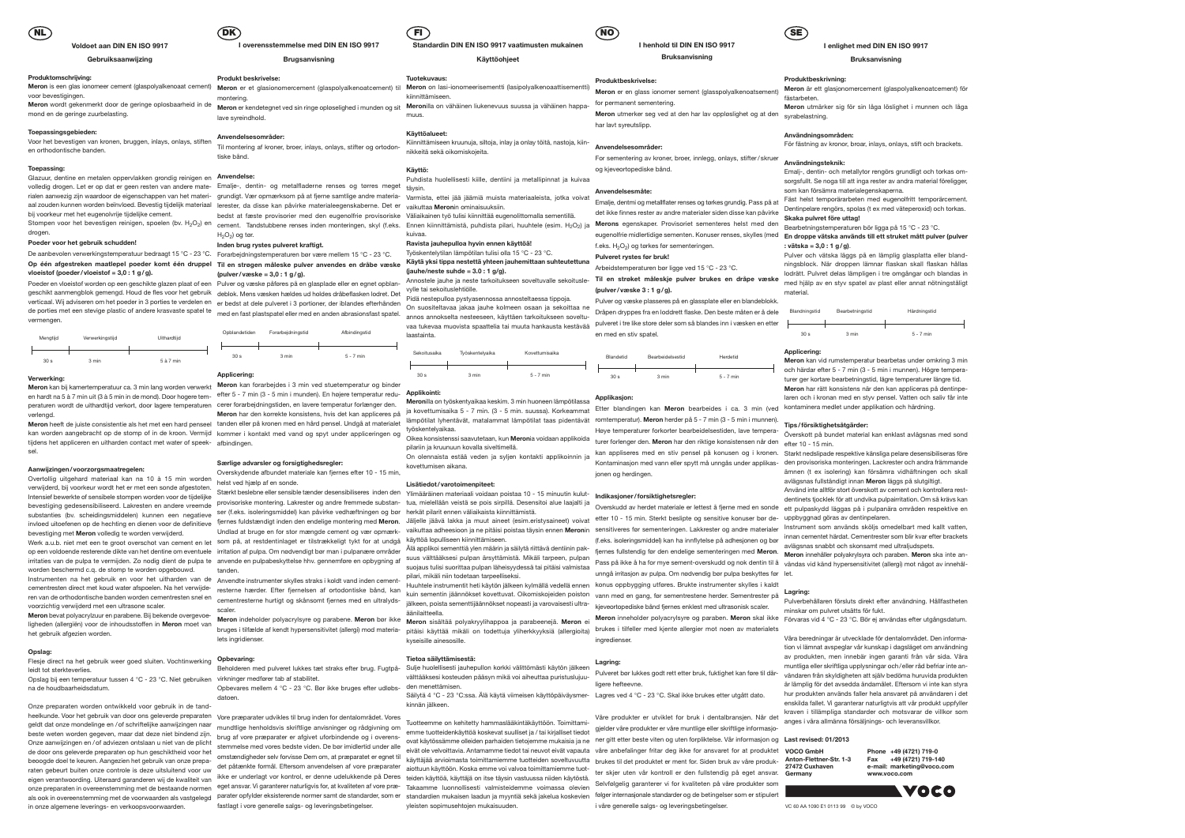NL

# Voldoet aan DIN EN ISO 9917

## Gebruiksaanwijzing

### Produktomschrijving:

**Meron** is een glas ionomeer cement (glaspolyalkenoaat cement) voor bevestigingen.

**Meron** wordt gekenmerkt door de geringe oplosbaarheid in de mond en de geringe zuurbelasting.

### Toepassingsgebieden:

Voor het bevestigen van kronen, bruggen, inlays, onlays, stiften en orthodontische banden.

### Toepassing:

Glazuur, dentine en metalen oppervlakken grondig reinigen en volledig drogen. Let er op dat er geen resten van andere materialen aanwezig zijn waardoor de eigenschappen van het materiaal zouden kunnen worden beïnvloed. Bevestig tijdelijk materiaal bij voorkeur met het eugenolvrije tijdelijke cement.

Stompen voor het bevestigen reinigen, spoelen (bv. $H_2O_2$) en drogen.

**Poeder voor het gebruik schudden!**

De aanbevolen verwerkingstemperatuur bedraagt 15 °C - 23 °C.

**Op één afgestreken maatlepel poeder komt één druppel vloeistof (poeder/vloeistof = 3,0 : 1 g/g).**

Poeder en vloeistof worden op een geschikte glazen plaat of een geschikt aanmengblok gemengd. Houd de fles voor het gebruik verticaal. Wij adviseren om het poeder in 3 porties te verdelen en de porties met een stevige plastic of andere krasvaste spatel te vermengen.

| Mengtijd | Verwerkingstijd | Uithardtijd |
|---|---|---|
| 30 s | 3 min | 5 à 7 min |

### Verwerking:

**Meron** kan bij kamertemperatuur ca. 3 min lang worden verwerkt en hardt na 5 à 7 min uit (3 à 5 min in de mond). Door hogere temperaturen wordt de uithardtijd verkort, door lagere temperaturen verlengd.

**Meron** heeft de juiste consistentie als het met een hard penseel kan worden aangebracht op de stomp of in de kroon. Vermijd tijdens het appliceren en uitharden contact met water of speeksel.

### Aanwijzingen/voorzorgsmaatregelen:

Overtollig uitgehard materiaal kan na 10 à 15 min worden verwijderd, bij voorkeur wordt het er met een sonde afgestoten. Intensief bewerkte of sensibele stompen worden voor de tijdelijke bevestiging gedesensibiliseerd. Lakresten en andere vreemde substanties (bv. scheidingsmiddelen) kunnen een negatieve invloed uitoefenen op de hechting en dienen voor de definitieve bevestiging met **Meron** volledig te worden verwijderd.

Werk a.u.b. niet met een te groot overschot van cement en let op een voldoende resterende dikte van het dentine om eventuele irritaties van de pulpa te vermijden. Zo nodig dient de pulpa te worden beschermd c.q. de stomp te worden opgebouwd.

Instrumenten na het gebruik en voor het uitharden van de cementresten direct met koud water afspoelen. Na het verwijderen van de orthodontische banden worden cementresten snel en voorzichtig verwijderd met een ultrasone scaler.

**Meron** bevat polyacrylzuur en parabene. Bij bekende overgevoeligheden (allergiën) voor de inhoudsstoffen in **Meron** moet van het gebruik afgezien worden.

### Opslag:

Flesje direct na het gebruik weer goed sluiten. Vochtinwerking leidt tot sterkteverlies.

Opslag bij een temperatuur tussen 4 °C - 23 °C. Niet gebruiken na de houdbaarheidsdatum.

Onze preparaten worden ontwikkeld voor gebruik in de tandheelkunde. Voor het gebruik van door ons geleverde preparaten geldt dat onze mondelinge en / of schriftelijke aanwijzingen naar beste weten worden gegeven, maar dat deze niet bindend zijn. Onze aanwijzingen en / of adviezen ontslaan u niet van de plicht de door ons geleverde preparaten op hun geschiktheid voor het beoogde doel te keuren. Aangezien het gebruik van onze preparaten gebeurt buiten onze controle is deze uitsluitend voor uw eigen verantwoording. Uiteraard garanderen wij de kwaliteit van onze preparaten in overeenstemming met de bestaande normen als ook in overeenstemming met de voorwaarden als vastgelegd in onze algemene leverings- en verkoopsvoorwaarden.

DK

# I overensstemmelse med DIN EN ISO 9917

## Brugsanvisning

### Produkt beskrivelse:

**Meron** er et glasionomercement (glaspolyalkenoatcement) til montering.

**Meron** er kendetegnet ved sin ringe opløselighed i munden og sit lave syreindhold.

### Anvendelsesområder:

Til montering af kroner, broer, inlays, onlays, stifter og ortodontiske bånd.

### Anvendelse:

Emalje-, dentin- og metalflader renses og tørres meget grundigt. Vær opmærksom på at fjerne samtlige andre materialerester, da disse kan påvirke materialeegenskaberne. Det er bedst at fæste provisorier med den eugenolfrie provisoriske cement. Tandstubbene renses inden monteringen, skyl (f.eks. $H_2O_2$) og tør.

**Inden brug rystes pulveret kraftigt.**

Forarbejdningstemperaturen bør være mellem 15 °C - 23 °C.

**Til en strøgen måleske pulver anvendes en dråbe væske (pulver/væske = 3,0 : 1 g/g).**

Pulver og væske påføres på en glasplade eller en egnet opblandeblok. Mens væsken hældes ud holdes dråbeflasken lodret. Det er bedst at dele pulveret i 3 portioner, der iblandes efterhånden med en fast plastspatel eller med en anden abrasionsfast spatel.

| Opblandetiden | Forarbejdningstid | Afbindingstid |
|---|---|---|
| 30 s | 3 min | 5 - 7 min |

### Applicering:

**Meron** kan forarbejdes i 3 min ved stuetemperatur og binder efter 5 - 7 min (3 - 5 min i munden). En højere temperatur reducerer forarbejdningstiden, en lavere temperatur forlænger den.

**Meron** har den korrekte konsistens, hvis det kan appliceres på tanden eller på kronen med en hård pensel. Undgå at materialet kommer i kontakt med vand og spyt under appliceringen og afbindingen.

### Særlige advarsler og forsigtighedsregler:

Overskydende afbundet materiale kan fjernes efter 10 - 15 min, helst ved hjælp af en sonde.

Stærkt beslebne eller sensible tænder desensibiliseres inden den provisoriske montering. Lakrester og andre fremmede substanser (f.eks. isoleringsmidler) kan påvirke vedhæftningen og bør fjernes fuldstændigt inden den endelige montering med **Meron**.

Undlad at bruge en for stor mængde cement og vær opmærksom på, at restdentinlaget er tilstrækkeligt tykt for at undgå irritation af pulpa. Om nødvendigt bør man i pulpanære områder anvende en pulpabeskyttelse hhv. gennemføre en opbygning af tanden.

Anvendte instrumenter skylles straks i koldt vand inden cementresterne hærder. Efter fjernelsen af ortodontiske bånd, kan cementresterne hurtigt og skånsomt fjernes med en ultralydsscaler.

**Meron** indeholder polyacrylsyre og parabene. **Meron** bør ikke bruges i tilfælde af kendt hypersensitivitet (allergi) mod materialets ingridienser.

### Opbevaring:

Beholderen med pulveret lukkes tæt straks efter brug. Fugtpåvirkninger medfører tab af stabilitet.

Opbevares mellem 4 °C - 23 °C. Bør ikke bruges efter udløbsdatoen.

Vore præparater udvikles til brug inden for dentalområdet. Vores mundtlige henholdsvis skriftlige anvisninger og rådgivning om brug af vore præparater er afgivet uforbindende og i overensstemmelse med vores bedste viden. De bør imidlertid under alle omstændigheder selv forvisse Dem om, at præparatet er egnet til det påtænkte formål. Eftersom anvendelsen af vore præparater ikke er underlagt vor kontrol, er denne udelukkende på Deres eget ansvar. Vi garanterer naturligvis for, at kvaliteten af vore præparater opfylder eksisterende normer samt de standarder, som er fastlagt i vore generelle salgs- og leveringsbetingelser.

FI

# Standardin DIN EN ISO 9917 vaatimusten mukainen

## Käyttöohjeet

### Tuotekuvaus:

**Meron** on lasi-ionomeerisementti (lasipolyalkenoaattisementti) kiinnittämiseen.

**Meron**illa on vähäinen liukenevuus suussa ja vähäinen happamuus.

### Käyttöalueet:

Kiinnittämiseen kruunuja, siltoja, inlay ja onlay töitä, nastoja, kiinnikkeitä sekä oikomiskojeita.

### Käyttö:

Puhdista huolellisesti kiille, dentiini ja metallipinnat ja kuivaa täysin.

Varmista, ettei jää jäämiä muista materiaaleista, jotka voivat vaikuttaa **Meron**in ominaisuuksiin.

Väliaikainen työ tulisi kiinnittää eugenolittomalla sementillä.

Ennen kiinnittämistä, puhdista pilari, huuhtele (esim. $H_2O_2$) ja kuivaa.

**Ravista jauhepulloa hyvin ennen käyttöä!**

Työskentelytilan lämpötilan tulisi olla 15 °C - 23 °C.

**Käytä yksi tippa nestettä yhteen jauhemittaan suhteutettuna (jauhe/neste suhde = 3,0 : 1 g/g).**

Annostele jauhe ja neste tarkoitukseen soveltuvalle sekoituslevylle tai sekoituslehtiölle.

Pidä nestepulloa pystyasennossa annostellaessa tippoja.

On suositeltavaa jakaa jauhe kolmeen osaan ja sekoittaa ne annos annokselta nesteeseen, käyttäen tarkoitukseen soveltuvaa tukevaa muovista spaattelia tai muuta hankausta kestävää laastainta.

| Sekoitusaika | Työskentelyaika | Kovettumisaika |
|---|---|---|
| 30 s | 3 min | 5 - 7 min |

### Applikointi:

**Meron**illa on työskentelyaika keskim. 3 min huoneen lämpötilassa ja kovettumisaika 5 - 7 min. (3 - 5 min. suussa). Korkeammat lämpötilat lyhentävät, matalammat lämpötilat taas pidentävät työskentelyaikaa.

Oikea konsistenssi saavutetaan, kun **Meron**ia voidaan applikoida pilariin ja kruunun kovalla siveltimellä.

On olennaista estää veden ja syljen kontakti applikoinnin ja kovettumisen aikana.

### Lisätiedot/varotoimenpiteet:

Ylimääräinen materiaali voidaan poistaa 10 - 15 minuutin kuluttua, mielellään veistä se pois sirpillä. Desensitoi alue laajalti ja herkät pilarit ennen väliaikaista kiinnittämistä.

Jäljelle jäävä lakka ja muut aineet (esim.eristysaineet) voivat vaikuttaa adheesioon ja ne pitäisi poistaa täysin ennen **Meron**in käyttöä lopulliseen kiinnittämiseen.

Älä applikoi sementtiä yli määrin ja säilytä riittävä dentiinin paksuus välttääksesi pulpan ärsyttämistä. Mikäli tarpeen, pulpan suojaus tulisi suorittaa pulpan läheisyydessä tai pitäisi valmistaa pilari, mikäli niin todetaan tarpeelliseksi.

Huuhtele instrumentit heti käytön jälkeen kylmällä vedellä ennen kuin sementin jäännökset kovettuvat. Oikomiskojeiden poiston jälkeen, poista sementtijäännökset nopeasti ja varovaisesti ultraäänilaitteella.

**Meron** sisältää polyakryylihappoa ja parabeenejä. **Meron** ei pitäisi käyttää mikäli on todettuja yliherkkyyksiä (allergioita) kyseisille aineosille.

### Tietoa säilyttämisestä:

Sulje huolellisesti jauhepullon korkki välittömästi käytön jälkeen välttääksesi kosteuden pääsyn mikä voi aiheuttaa puristuslujuuden menettämisen.

Säilytä 4 °C - 23 °C:ssa. Älä käytä viimeisen käyttöpäiväysmerkinnän jälkeen.

Tuotteemme on kehitetty hammaslääkintäkäyttöön. Toimittamiemme tuotteidenkäyttöä koskevat suulliset ja / tai kirjalliset tiedot ovat käytössämme olleiden parhaiden tietojemme mukaisia ja ne eivät ole velvoittavia. Antamamme tiedot tai neuvot eivät vapauta käyttäjää arvioimasta toimittamiemme tuotteiden soveltuvuutta aiottuun käyttöön. Koska emme voi valvoa toimittamiemme tuotteiden käyttöä, käyttäjä on itse täysin vastuussa niiden käytöstä. Takaamme luonnollisesti valmisteidemme voimassa olevien standardien mukaisen laadun ja myyntiä sekä jakelua koskevien yleisten sopimusehtojen mukaisuuden.

NO

# I henhold til DIN EN ISO 9917

## Bruksanvisning

### Produktbeskrivelse:

**Meron** er en glass ionomer sement (glasspolyalkenoatsement) for permanent sementering.

**Meron** utmerker seg ved at den har lav oppløslighet og at den har lavt syreutslipp.

### Anvendelsesområder:

For sementering av kroner, broer, innlegg, onlays, stifter / skruer og kjeveortopediske bånd.

### Anvendelsesmåte:

Emalje, dentmi og metallflater renses og tørkes grundig. Pass på at det ikke finnes rester av andre materialer siden disse kan påvirke **Merons** egenskaper. Provisoriet sementeres helst med den eugenolfrie midlertidige sementen. Konuser renses, skylles (med f.eks. $H_2O_2$) og tørkes før sementeringen.

**Pulveret rystes før bruk!**

Arbeidstemperaturen bør ligge ved 15 °C - 23 °C.

**Til en strøket måleskje pulver brukes en dråpe væske (pulver/væske 3 : 1 g/g).**

Pulver og væske plasseres på en glassplate eller en blandeblokk. Dråpen dryppes fra en loddrett flaske. Den beste måten er å dele pulveret i tre like store deler som så blandes inn i væsken en etter en med en stiv spatel.

| Blandetid | Bearbeidelsestid | Herdetid |
|---|---|---|
| 30 s | 3 min | 5 - 7 min |

### Applikasjon:

Etter blandingen kan **Meron** bearbeides i ca. 3 min (ved romtemperatur). **Meron** herder på 5 - 7 min (3 - 5 min i munnen). Høye temperaturer forkorter bearbeidelsestiden, lave temperaturer forlenger den. **Meron** har den riktige konsistensen når den kan appliseres med en stiv pensel på konusen og i kronen. Kontaminasjon med vann eller spytt må unngås under applikasjonen og herdingen.

### Indikasjoner/forsiktighetsregler:

Overskudd av herdet materiale er lettest å fjerne med en sonde etter 10 - 15 min. Sterkt beslipte og sensitive konuser bør desensitiveres før sementeringen. Lakkrester og andre materialer (f.eks. isoleringsmiddel) kan ha innflytelse på adhesjonen og bør fjernes fullstendig før den endelige sementeringen med **Meron**. Pass på ikke å ha for mye sement-overskudd og nok dentin til å unngå irritasjon av pulpa. Om nødvendig bør pulpa beskyttes før konus oppbygging utføres. Brukte instrumenter skylles i kaldt vann med en gang, før sementrestene herder. Sementrester på kjeveortopediske bånd fjernes enklest med ultrasonisk scaler.

**Meron** inneholder polyacrylsyre og paraben. **Meron** skal ikke brukes i tilfeller med kjente allergier mot noen av materialets ingredienser.

### Lagring:

Pulveret bør lukkes godt rett etter bruk, fuktighet kan føre til dårligere hefteevne.

Lagres ved 4 °C - 23 °C. Skal ikke brukes etter utgått dato.

Våre produkter er utviklet for bruk i dentalbransjen. Når det gjelder våre produkter er våre muntlige eller skriftlige informasjoner gitt etter beste viten og uten forpliktelse. Vår informasjon og våre anbefalinger fritar deg ikke for ansvaret for at produktet brukes til det produktet er ment for. Siden bruk av våre produkter skjer uten vår kontroll er den fullstendig på eget ansvar. Selvfølgelig garanterer vi for kvaliteten på våre produkter som følger internasjonale standarder og de betingelser som er stipulert i våre generelle salgs- og leveringsbetingelser.

SE

# I enlighet med DIN EN ISO 9917

## Bruksanvisning

### Produktbeskrivning:

**Meron** är ett glasjonomercement (glaspolyalkenoatcement) för fästarbeten.

**Meron** utmärker sig för sin låga löslighet i munnen och låga syrabelastning.

### Användningsområden:

För fästning av kronor, broar, inlays, onlays, stift och brackets.

### Användningsteknik:

Emalj-, dentin- och metallytor rengörs grundligt och torkas omsorgsfullt. Se noga till att inga rester av andra material föreligger, som kan försämra materialegenskaperna.

Fäst helst temporärarbeten med eugenolfritt temporärcement.

Dentinpelare rengörs, spolas (t ex med väteperoxid) och torkas.

**Skaka pulvret före uttag!**

Bearbetningstemperaturen bör ligga på 15 °C - 23 °C.

**En droppe vätska används till ett struket mått pulver (pulver : vätska = 3,0 : 1 g/g).**

Pulver och vätska läggs på en lämplig glasplatta eller blandningsblock. När droppen lämnar flaskan skall flaskan hållas lodrätt. Pulvret delas lämpligen i tre omgångar och blandas in med hjälp av en styv spatel av plast eller annat nötningståligt material.

| Blandningstid | Bearbetningstid | Härdningstid |
|---|---|---|
| 30 s | 3 min | 5 - 7 min |

### Applicering:

**Meron** kan vid rumstemperatur bearbetas under omkring 3 min och härdar efter 5 - 7 min (3 - 5 min i munnen). Högre temperaturer ger kortare bearbetningstid, lägre temperaturer längre tid.

**Meron** har rätt konsistens när den kan appliceras på dentinpelaren och i kronan med en styv pensel. Vatten och saliv får inte kontaminera medlet under applikation och härdning.

### Tips/försiktighetsåtgärder:

Överskott på bundet material kan enklast avlägsnas med sond efter 10 - 15 min.

Starkt nedslipade respektive känsliga pelare desensibiliseras före den provisoriska monteringen. Lackrester och andra främmande ämnen (t ex isolering) kan försämra vidhäftningen och skall avlägsnas fullständigt innan **Meron** läggs på slutgiltigt.

Använd inte alltför stort överskott av cement och kontrollera restdentinets tjocklek för att undvika pulpairritation. Om så krävs kan ett pulpaskydd läggas på i pulpanära områden respektive en uppbyggnad göras av dentinpelaren.

Instrument som används sköljs omedelbart med kallt vatten, innan cementet härdat. Cementrester som blir kvar efter brackets avlägsnas snabbt och skonsamt med ultraljudspets.

**Meron** innehåller polyakrylsyra och paraben. **Meron** ska inte användas vid känd hypersensitivitet (allergi) mot något av innehållet.

### Lagring:

Pulverbehållaren försluts direkt efter användning. Hållfastheten minskar om pulvret utsätts för fukt.

Förvaras vid 4 °C - 23 °C. Bör ej användas efter utgångsdatum.

Våra beredningar är utvecklade för dentalområdet. Den information vi lämnat avspeglar vår kunskap i dagsläget om användning av produkten, men innebär ingen garanti från vår sida. Våra muntliga eller skriftliga upplysningar och / eller råd befriar inte användaren från skyldigheten att själv bedöma huruvida produkten är lämplig för det avsedda ändamålet. Eftersom vi inte kan styra hur produkten används faller hela ansvaret på användaren i det enskilda fallet. Vi garanterar naturligtvis att vår produkt uppfyller kraven i tillämpliga standarder och motsvarar de villkor som anges i våra allmänna försäljnings- och leveransvillkor.

**Last revised: 01/2013**

**VOCO GmbH**
**Anton-Flettner-Str. 1-3**
**27472 Cuxhaven**
**Germany**

**Phone +49 (4721) 719-0**
**Fax +49 (4721) 719-140**
**e-mail: marketing@voco.com**
**www.voco.com**

VOCO

VC 60 AA 1090 E1 0113 99 © by VOCO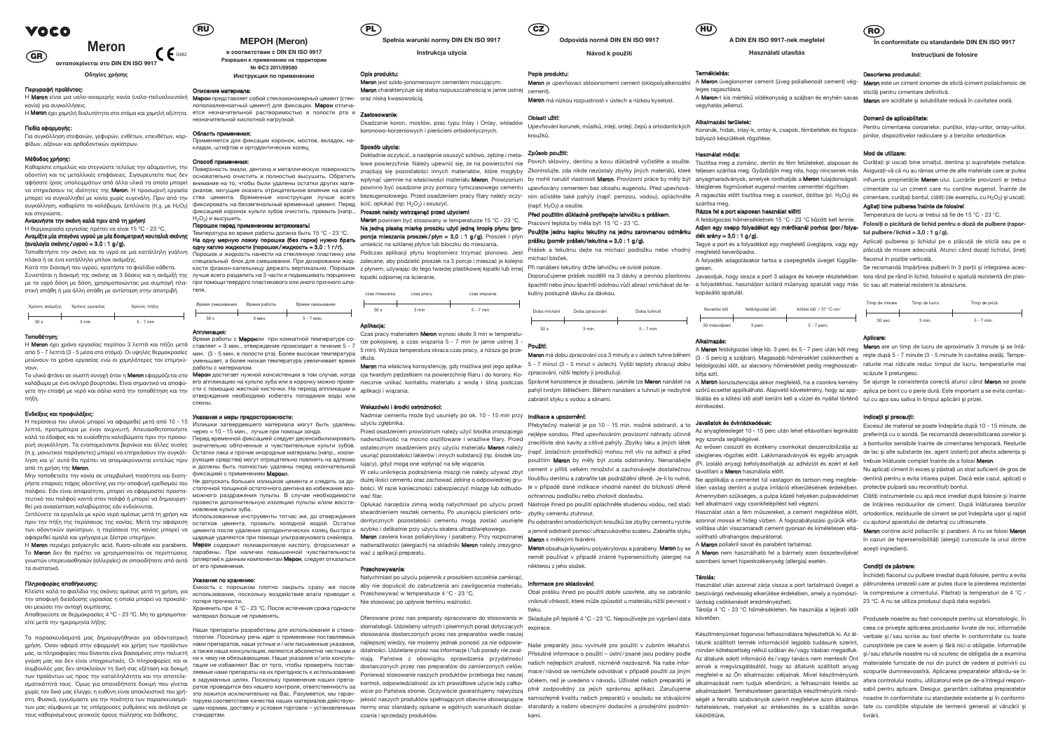# VOCO

# Meron

**GR** αντιστοιχεί στο DIN EN ISO 9917 CE 0482

**Οδηγίες χρήσης**

### Περιγραφή προϊόντος:
Η **Meron** είναι μια υαλο-ιονομερής κονία (υαλο-πολυαλκενοϊκή κονία) για συγκολλήσεις.
Η **Meron** έχει χαμηλή διαλυτότητα στο στόμα και χαμηλή οξύτητα.

### Πεδία εφαρμογής:
Για συγκόλληση στεφανών, γεφυρών, ενθέτων, επενθέτων, καρφιδών, αξόνων και ορθοδοντικών αγκίστρων.

### Μέθοδος χρήσης:
Καθαρίστε επιμελώς και στεγνώστε τελείως την αδαμαντίνη, την οδοντίνη και τις μεταλλικές επιφάνειες. Συνιστάται να μην αφήσετε ίχνος υπολειμμάτων από άλλα υλικά τα οποία μπορεί να επηρεάσουν τις ιδιότητες της **Meron**. Η προσωρινή εργασία μπορεί να συγκολληθεί με κονία χωρίς ευγενόλη. Πριν από την συγκόλληση, καθαρίστε το κολόβωμα, ξεπλύνετε (π.χ. με $H_2O_2$) και στεγνώστε.

**Ανακινήστε την σκόνη καλά πριν από τη χρήση!**
Η θερμοκρασία εργασίας πρέπει να είναι 15 °C - 23 °C.
**Αναμίξτε μία σταγόνα υγρού με μία δοσομετρική κουταλιά σκόνης (αναλογία σκόνης/υγρού = 3,0 : 1 g/g).**
Τοποθετήστε την σκόνη και το υγρό σε μια κατάλληλη γυάλινη πλάκα ή σε ένα κατάλληλο μπλοκ ανάμιξης.
Κατά την διανομή του υγρού, κρατήστε το φιαλίδιο κάθετα.
Συνιστάται η διανομή της σκόνης σε 3 δόσεις και η ανάμιξή της με το υγρό δόση με δόση, χρησιμοποιώντας μία συμπαγή πλαστική σπάθη ή μια άλλη σπάθη με αντίσταση στην αποτριβή.

| Χρόνος ανάμιξης | Χρόνος εργασίας | Χρόνος πήξης |
|---|---|---|
| 30 s | 3 min | 5 - 7 min |

### Τοποθέτηση:
Η **Meron** έχει χρόνο εργασίας περίπου 3 λεπτά και πήζει μετά από 5 - 7 λεπτά (3 - 5 μέσα στο στόμα). Οι υψηλές θερμοκρασίες μειώνουν το χρόνο εργασίας ενώ οι χαμηλότερες τον επιμηκύνουν.
Το υλικό φτάνει σε σωστή συνοχή όταν η **Meron** εφαρμόζεται στο κολόβωμα με ένα σκληρό βουρτσάκι. Είναι σημαντικό να αποφύγετε την επαφή με νερό και σάλιο κατά την τοποθέτηση και την πήξη.

### Ενδείξεις και προφυλάξεις:
Η περίσσεια του υλικού μπορεί να αφαιρεθεί μετά από 10 - 15 λεπτά, προτιμότερα με έναν ανιχνευτή. Απευαισθητοποιήστε καλά το έδαφος και τα ευαίσθητα κολοβώματα πριν την προσωρινή συγκόλληση. Τα εναπομείναντα βερνίκια και άλλες ουσίες (π.χ. μονωτικοί παράγοντες) μπορεί να επηρεάσουν την συγκόλληση και γι' αυτό θα πρέπει να απομακρύνονται εντελώς πριν από τη χρήση της **Meron**.
Μην τοποθετείτε την κονία σε υπερβολική ποσότητα και διατηρήστε επαρκές πάχος οδοντίνης για την αποφυγή ερεθισμού του πολφού. Εάν είναι απαραίτητο, μπορεί να εφαρμοστεί προστατευτικό του πολφού κοντά στον πολφό ή μπορεί να δημιουργηθεί μια αναστοιχεία κολοβώματος εάν ενδείκνυται.
Ξεπλύνετε τα εργαλεία με κρύο νερό αμέσως μετά τη χρήση και πριν την πήξη της περίσσειας της κονίας. Μετά την αφαίρεση των οδοντικών αγκίστρων, η περίσσεια της κονίας μπορεί να αφαιρεθεί ομαλά και γρήγορα με ξέστρο υπερήχων.
Η **Meron** περιέχει polyacrylic acid, fluoro-silicate και parabens. Το **Meron** δεν θα πρέπει να χρησιμοποιείται σε περιπτώσεις γνωστών υπερευαισθησιών (αλλεργίες) σε οποιοδήποτε από αυτά τα συστατικά.

### Πληροφορίες αποθήκευσης:
Κλείστε καλά το φιαλίδια της σκόνης αμέσως μετά τη χρήση, για την αποφυγή διείσδυσης υγρασίας η οποία μπορεί να προκαλέσει μείωση την αντοχή συμπίεσης.
Αποθηκεύστε σε θερμοκρασίες 4 °C - 23 °C. Μη το χρησιμοποιείτε μετά την ημερομηνία λήξης.

Τα παρασκευάσματά μας δημιουργήθηκαν για οδοντιατρική χρήση. Όσον αφορά στην εφαρμογή και χρήση των προϊόντων μας, οι πληροφορίες που δίνονται είναι βασισμένες στην πολυετή γνώση μας και δεν είναι υποχρεωτικές. Οι πληροφορίες και οι συμβουλές μας δεν αποκλείουν τη δική σας εξέταση και δοκιμή των προϊόντων ως προς την καταλληλότητά και την αποτελεσματικότητά τους. Όμως για οποιαδήποτε δοκιμή που γίνεται χωρίς τον δικό μας έλεγχο, η ευθύνη είναι αποκλειστικά του χρήστη. Φυσικά, εγγυόμαστε για την ποιότητα των παρασκευασμάτων μας σύμφωνα με τις υπάρχουσες ρυθμίσεις και ανάλογα με τους καθορισμένους γενικούς όρους πώλησης και διάθεσης.

---

**RU**

# МЕРОН (Meron)

**в соответствии с DIN EN ISO 9917**
**Разрешен к применению на территории № ФСЗ 2011/09580**
**Инструкция по применению**

### Описание материала:
**Мерон** представляет собой стеклоиономерный цемент (стеклополиалкеноатный цемент) для фиксации. **Мерон** отличается незначительной растворимостью в полости рта и незначительной кислотной нагрузкой.

### Область применения:
Применяется для фиксации коронок, мостов, вкладок, накладок, штифтов и ортодонтических колец.

### Способ применения:
Поверхность эмали, дентина и металлическую поверхность основательно очистить и полностью высушить. Обратить внимание на то, чтобы были удалены остатки других материалов, могущие оказать отрицательное влияние на свойства цемента. Временные конструкции лучше всего фиксировать на безэвгенольный временный цемент. Перед фиксацией коронок культи зубов очистить, промыть (напр., $H_2O_2$) и высушить.
**Порошок перед применением встряхивать!**
Температура во время работы должна быть 15 °C - 23 °C.
**На одну мерную ложку порошка (без горки) нужно брать одну каплю жидкости (порошок/жидкость = 3,0 : 1 г/г).**
Порошок и жидкость нанести на стеклянную пластинку или специальный блок для смешивания. При дозировании жидкости флакон-капельницу держать вертикально. Порошок лучше всего разделить на 3 части и подмешивать порционно при помощи твердого пластикового или иного прочного шпателя.

| Время смешивания | Время работы | Время связывания |
|---|---|---|
| 30 с | 3 мин. | 5 - 7 мин. |

### Аппликация:
Время работы с **Мероном** при комнатной температуре составляет ≈ 3 мин., отверждение происходит в течение 5 - 7 мин. (3 - 5 мин. в полости рта). Более высокая температура уменьшает, а более низкая температура увеличивает время работы с материалом.
**Мерон** достигает нужной консистенции в том случае, когда его аппликацию на культю зуба или в коронку можно провести с помощью жесткой кисточки. На период аппликации и отверждения необходимо избегать попадания воды или слюны.

### Указания и меры предосторожности:
Излишки затвердевшего материала могут быть удалены через ≈ 10 - 15 мин., лучше при помощи зонда.
Перед временной фиксацией следует десенсибилизировать значительно обточенные и чувствительные культи зубов. Остатки лака и прочие инородные материалы (напр., изолирующие средства) могут отрицательно повлиять на адгезию и должны быть полностью удалены перед окончательной фиксацией с применением **Мерона**.
Не допускать больших излишков цемента и следить за достаточной толщиной остаточного дентина во избежание возможного раздражения пульпы. В случае необходимости провести дополнительную изоляцию пульпы и/или восстановление культи зуба.
Использованные инструменты тотчас же, до отверждения остатков цемента, промыть холодной водой. Остатки цемента после удаления ортодонтических колец быстро и щадяще удаляются при помощи ультразвукового скейлера.
**Мерон** содержит полиакриловую кислоту, фторсиликат и парабены. При наличии повышенной чувствительности (аллергии) к данным компонентам **Мерон**, следует отказаться от его применения.

### Указания по хранению:
Емкость с порошком плотно закрыть сразу же после использования, поскольку воздействие влаги приводит к потере прочности.
Хранить при 4 °C - 23 °C. После истечения срока годности материал больше не применять.

Наши препараты разработаны для использования в стоматологии. Поскольку речь идет о применении поставляемых нами препаратов, наши устные и / или письменные указания, а также наша консультация, являются абсолютно честными и ни к чему не обязывающими. Наши указания и / или консультация не избавляют Вас от того, чтобы проверять поставляемые нами препараты на их пригодность к использованию в задуманных целях. Поскольку применение наших препаратов проводится без нашего контроля, ответственность за это ложится исключительно на Вас. Разумеется, мы гарантируем соответствие качества наших материалов действующим нормам, доставку и условия торговли – установленным стандартам.

---

**PL**

**Spełnia wymogi normy DIN EN ISO 9917**

**Instrukcja użycia**

### Opis produktu:
**Meron** jest szkło-jonomerowym cementem mocującym.
**Meron** charakteryzuje się słabą rozpuszczalnością w jamie ustnej oraz niską kwasowością.

### Zastosowanie:
Osadzanie koron, mostów, prac typu Inlay i Onlay, wkładów koronowo-korzeniowych i pierścieni ortodontycznych.

### Sposób użycia:
Dokładnie oczyścić, a następnie osuszyć szkliwo, zębinę i metalowe powierzchnie. Należy upewnić się, że na powierzchni nie znajdują się pozostałości innych materiałów, które mogłyby wpłynąć ujemnie na właściwości materiału **Meron**. Prowizorium powinno być osadzone przy pomocy tymczasowego cementu bezeugenolowego. Przed osadzeniem pracy filary należy oczyścić, opłukać (np. $H_2O_2$) i osuszyć.
**Proszek należy wstrząsnąć przed użyciem!**
**Meron** powinien być stosowany w temperaturze 15 °C - 23 °C.
**Na jedną płaską miarkę proszku użyć jedną kroplę płynu (proporcja mieszania proszek/płyn = 3,0 : 1 g/g).** Proszek i płyn umieścić na szklanej płytce lub bloczku do mieszania.
Podczas aplikacji płynu kroplomierz trzymać pionowo. Jest zalecane, aby podzielić proszek na 3 porcje i mieszać je kolejno z płynem, używając do tego twardej plastikowej łopatki lub innej łopatki odpornej na ścieranie.

| czas mieszania | czas pracy | czas wiązania |
|---|---|---|
| 30 s | 3 min | 5 - 7 min |

### Aplikacja:
Czas pracy materiałem **Meron** wynosi około 3 min w temperaturze pokojowej, a czas wiązania 5 - 7 min (w jamie ustnej 3 - 5 min). Wyższa temperatura skraca czas pracy, a niższa go przedłuża.
**Meron** ma właściwą konsystencję, gdy możliwa jest jego aplikacja twardym pędzelkiem na powierzchnię filaru i do korony. Należy bezwzględnie unikać kontaktu materiału z wodą i śliną podczas aplikacji i wiązania.

### Wskazówki i środki ostrożności:
Nadmiar cementu może być usunięty po ok. 10 - 15 min przy użyciu zgłębnika.
Przed osadzeniem prowizorium należy użyć środka znoszącego nadwrażliwość na mocno oszlifowane i wrażliwe filary. Przed ostatecznym osadzeniem przy użyciu materiału **Meron** należy usunąć pozostałości lakierów i innych substancji (np. środek izolujący), gdyż mogą one wpłynąć na siłę wiązania.
W celu uniknięcia podrażnienia miazgi nie należy używać zbyt dużej ilości cementu oraz zachować zębinę o odpowiedniej grubości. W razie konieczności zabezpieczyć miazgę lub odbudować filar.
Opłukać narzędzia zimną wodą natychmiast po użyciu przed stwardnieniem resztek cementu. Po usunięciu pierścieni ortodontycznych pozostałości cementu mogą zostać usunięte szybko i delikatnie przy użyciu skalera ultradźwiękowego.
**Meron** zawiera kwas poliakrylowy i parabeny. Przy rozpoznanej nadwrażliwości (alergii) na składniki **Meron** należy zrezygnować z aplikacji preparatu.

### Przechowywanie:
Natychmiast po użyciu pojemnik z proszkiem szczelnie zamknąć, aby nie dopuścić do zabrudzenia ani zawilgocenia materiału.
Przechowywać w temperaturze 4 °C - 23 °C.
Nie stosować po upływie terminu ważności.

Oferowane przez nas preparaty opracowano do stosowania w stomatologii. Udzielamy ustnych i pisemnych porad dotyczących stosowania dostarczonych przez nas preparatów wedle naszej najlepszej wiedzy, nie możemy jednak ponosić za nie odpowiedzialności. Udzielane przez nas informacje i/lub porady nie zwalniają. Państwa z obowiązku sprawdzenia przydatności dostarczonych przez nas preparatów do zamierzonych celów. Ponieważ stosowanie naszych produktów przebiega bez naszej kontroli, odpowiedzialność za ich prawidłowe użycie leży całkowicie po Państwa stronie. Oczywiście gwarantujemy najwyższą jakość naszych produktów spełniających obecnie obowiązujące normy oraz standardy opisane w ogólnych warunkach dostarczania i sprzedaży produktów.

---

**CZ**

**Odpovídá normě DIN EN ISO 9917**

**Návod k použití**

### Popis produktu:
**Meron** je upevňovací skloionomerní cement (sklopolyalkenoátní cement).
**Meron** má nízkou rozpustnost v ústech a nízkou kyselost.

### Oblasti užití:
Upevňování korunek, můstků, inlejí, onlejí, čepů a ortodontických kroužků.

### Způsob použití:
Povrch skloviny, dentinu a kovu důkladně vyčistěte a osušte. Zkontrolujte, zda nikde nezůstaly zbytky jiných materiálů, které by mohly narušit vlastnosti **Meron**. Provizorní práce by měly být upevňovány cementem bez obsahu eugenolu. Před upevňováním očistěte také pahýly (např. pemzou, vodou), opláchněte (např. $H_2O_2$) a osušte.
**Před použitím důkladně protřepejte lahvičku s práškem.**
Pracovní teplota by měla být 15 °C - 23 °C.
**Použijte jednu kapku tekutiny na jednu zarovnanou odměrku prášku (poměr prášek/tekutina = 3,0 : 1 g/g).**
Prášek a tekutinu dejte na míchací podložku nebo vhodný míchací bloček.
Při nanášení tekutiny držte lahvičku ve svislé poloze.
Doporučujeme prášek rozdělit na 3 dávky a pevnou plastovou špachtlí nebo jinou špachtlí odolnou vůči abrazi vmíchávat do tekutiny postupně dávku za dávkou.

| Doba míchání | Doba zpracování | Doba tuhnutí |
|---|---|---|
| 30 s | 3 min. | 5 - 7 min. |

### Použití:
**Meron** má dobu zpracování cca 3 minuty a v ústech tuhne během 5 - 7 minut (3 - 5 minut v ústech). Vyšší teploty zkracují dobu zpracování, nižší teploty ji prodlužují.
Správné konzistence je dosaženo, jakmile lze **Meron** nanášet na pahýl tvrdým štětečkem. Během nanášení a tuhnutí je nezbytné zabránit styku s vodou a slinami.

### Indikace a upozornění:
Přebytečný materiál je po 10 - 15 min. možné odstranit, a to nejlépe sondou. Před upevňováním provizorní náhrady účinně znecitlivte dno kavity a citlivé pahýly. Zbytky laku a jiných látek (např. izolačních prostředků) mohou mít vliv na adhezi a před použitím **Meron** by měly být zcela odstraněny. Nenanášejte cement v příliš velkém množství a zachovávejte dostatečnou tloušťku dentinu a zabraňte tak podráždění dřeně. Je-li to nutné, je v případě dané indikace vhodné nanést do blízkosti dřeně ochrannou podložku nebo zhotovit dostavbu.
Nástroje ihned po použití opláchněte studenou vodou, než stačí zbytky cementu ztuhnout.
Po odstranění ortodontických kroužků lze zbytky cementu rychle a jemně odstranit pomocí ultrazvukového scaleru. Zabraňte styku **Meron** s měkkými tkáněmi.
**Meron** obsahuje kyselinu polyakrylovou a parabeny. **Meron** by se neměl používat v případě známé hypersenzitivity (alergie) na některou z jeho složek.

### Informace pro skladování:
Obal prášku ihned po použití dobře uzavřete, aby se zabránilo vniknutí vlhkosti, které může způsobit u materiálu nižší pevnost v tlaku.
Skladujte při teplotě 4 °C - 23 °C. Nepoužívejte po vypršení data expirace.

Naše preparáty jsou vyvinuté pro použití v zubním lékařství. Příslušné informace o použití – ústní / psané jsou podány podle našich nejlepších znalostí, nicméně nezávazně. Naše informace / návod se nemůžete odvolávat v případě použití za jiným účelem, než je uvedeno v návodu. Uživatel našich preparátů je plně zodpovědný za jejich správnou aplikaci. Zaručujeme samozřejmě kvalitu našich preparátů v souladu se stávajícími standardy a našimi obecnými dodacími a prodejními podmínkami.

---

**HU**

**A DIN EN ISO 9917-nek megfelel**

**Használati utasítás**

### Termékleírás:
A **Meron** üvegionomer cement (üveg polialkenoát cement) véglegesragasztásra.
A **Meron**-t kis mértékű oldékonyság a szájban és enyhén savas vegyhatás jellemzi.

### Alkalmazási területek:
Koronák, hidak, inlay-k, onlay-k, csapok, fémbetétek és fogszabályozó készülékek rögzítése.

### Használat módja:
Tisztítsa meg a zomásc, dentin és fém felületeket, alaposan és teljesen szárítsa meg. Győződjön meg róla, hogy nincsenek más anyagmaradványok, amelyek ronthatják a **Meron** tulajdonságait. Ideiglenes fogműveket eugenol-mentes cementtel rögzítsen.
A ragasztás előtt tisztítsa meg a csonkot, öblítse (pl. $H_2O_2$) és szárítsa meg.
**Rázza fel a port alaposan használat előtt!**
A feldolgozási hőmérsékletnek 15 °C - 23 °C között kell lennie.
**Adjon egy csepp folyadékot egy mérőkanál porhoz (por/folyadék arány = 3,0 : 1 g/g).**
Tegye a port és a folyadékot egy üveglapra, vagy egy megfelelő keverőpadra.
A folyadék adagolásakor tartsa a cseppegtetős üveget függőlegesen.
Javasoljuk, hogy ossza a port 3 adagra és keverje részletekben a folyadékhoz, használjon szilárd műanyag spatulát vagy más kopásálló spatulát.

| Keverési idő | feldolgozási idő | kötési idő / 37 °C-on/ |
|---|---|---|
| 30 másodperc | 3 perc. | 5 - 7 perc. |

### Alkalmazás:
A **Meron** feldolgozási ideje kb. 3 perc és 5 - 7 perc után köt meg (3 - 5 percig a szájban). Magasabb hőmérséklet csökkentheti a feldolgozási időt, az alacsony hőmérséklet pedig meghosszabbítja azt.
A **Meron** konzisztenciája akkor megfelelő, ha a csonkra kemény szőrű ecsettel applikálható. Alapvető követelmény, hogy az applikálás és a kötési idő alatt kerülni kell a vízzel és nyállal történő érintkezést.

### Javallatok és óvintézkedések:
Az anyagfelesleget 10 - 15 perc után lehet eltávolítani leginkább egy szonda segítségével.
Az erősen csiszolt és érzékeny csonkokat deszenzibilizálja az ideiglenes rögzítés előtt. Lakkmaradványok és egyéb anyagok (Pl. izoláló anyag) befolyásolhatják az adhéziót és ezért el kell távolítani a **Meron** használata előtt.
Ne applikálja a cementet túl vastagon és tartson meg megfelelően vastag dentint a pulpa irritáció elkerülésének érdekében. Amennyiben szükséges, a pulpa közeli helyeken pulpavédelmet kell alkalmazni vagy csonkfelépítést kell végezni.
Használat után a fém műszereket, a cement megkötése előtt, azonnal mossa el hideg vízben. A fogszabályozási gyűrűk eltávolítása után visszamaradt cement gyorsan és kíméletesen eltávolítható ultrahangos depurátorral.
A **Meron** poliakril savat és parabént tartalmaz.
A **Meron** nem használható fel a bármely ezen összetevőjével szembeni ismert hiperérzékenység (allergia) esetén.

### Tárolás:
Használat után azonnal zárja vissza a port tartalmazó üveget a beszívandó nedvesség elkerülése érdekében, amely a nyomószilárdság csökkenését eredményezheti.
Tárolja 4 °C - 23 °C hőmérsékleten. Ne használja a lejárati időt követően.

Készítményünket fogorvosi felhasználásra fejlesztettük ki. Az általunk szállított termék információit legjobb tudásunk szerint, minden kötelezettség nélkül szóban és / vagy írásban megadtuk. Az általunk adott információ és / vagy tanács nem mentesíti Önt annak a megvizsgálásától, hogy az általunk szállított anyag megfelel-e az Ön alkalmazási céljainak. Mivel készítményünk alkalmazását nem tudjuk ellenőrizni, a felhasználó felelős az alkalmazásért. Természetesen garantáljuk készítményünk minőségét a fennálló szabványok szerint megfelelve azon általános feltételeknek, melyeket az értékesítés és a szállítás során kikötöttünk.

---

**RO**

**În conformitate cu standardele DIN EN ISO 9917**

**Instrucțiuni de folosire**

### Descrierea produsului:
**Meron** este un ciment ionomer de sticlă (ciment polialchenoic de sticlă) pentru cimentare definitivă.
**Meron** are aciditate și solubilitate redusă în cavitatea orală.

### Domenii de aplicabilitate:
Pentru cimentarea coroanelor, punților, inlay-urilor, onlay-urilor, pinilor, dispozitivelor radiculare și a benzilor ortodontice.

### Mod de utilizare:
Curățați și uscați bine smalțul, dentina și suprafețele metalice. Asigurați-vă că nu au rămas urme de alte materiale care ar putea influența proprietățile **Meron**-ului. Lucrările provizorii ar trebui cimentate cu un ciment care nu conține eugenol. Înainte de cimentare, curățați bontul, clătiți (de exemplu, cu $H_2O_2$) și uscați.
**Agitați bine pulberea înainte de folosire!**
Temperatura de lucru ar trebui să fie de 15 °C - 23 °C.
**Folosiți o picătură de lichid pentru o doză de pulbere (raportul pulbere/lichid = 3,0 : 1 g/g).**
Aplicați pulberea și lichidul pe o plăcuță de sticlă sau pe o plăcuță de mixare adecvată. Atunci când dozați lichidul, țineți flaconul în poziție verticală.
Se recomandă împărțirea pulberii în 3 porții și integrarea acestora rând pe rând în lichid, folosind o spatulă rezistentă din plastic sau altă spatulă rezistentă la abraziune.

| Timp de mixare | Timp de lucru | Timp de priză |
|---|---|---|
| 30 sec. | 3 min. | 5 - 7 min. |

### Aplicare:
**Meron** are un timp de lucru de aproximativ 3 minute și se întărește după 5 - 7 minute (3 - 5 minute în cavitatea orală). Temperaturile mai ridicate reduc timpul de lucru, temperaturile mai scăzute îl prelungesc.
Se ajunge la consistența corectă atunci când **Meron** se poate aplica pe bont cu o perie dură. Este important a se evita contactul cu apa sau saliva în timpul aplicării și prizei.

### Indicații și precauții:
Excesul de material se poate îndepărta după 10 - 15 minute, de preferință cu o sondă. Se recomandă desensibilizarea zonelor și a bonturilor sensibile înainte de cimentarea temporară. Resturile de lac și alte substanțe (ex. agent izolant) pot afecta aderența și trebuie înlăturate complet înainte de a folosi **Meron**.
Nu aplicați ciment în exces și păstrați un strat suficient de gros de dentină pentru a evita iritarea pulpei. Dacă este cazul, aplicați o protecție pulpară sau reconstituiți bontul.
Clătiți instrumentele cu apă rece imediat după folosire și înainte de întărirea reziduurilor de ciment. După înlăturarea benzilor ortodontice, reziduurile de ciment se pot îndepărta ușor și rapid cu ajutorul aparatului de detartraj cu ultrasunete.
**Meron** conține acid poliacrilic și parabeni. A nu se folosi **Meron** în cazuri de hipersensibilități (alergii) cunoscute la unul dintre acești ingredienți.

### Condiții de păstrare:
Închideți flaconul cu pulbere imediat după folosire, pentru a evita pătrunderea umezelii care ar putea duce la pierderea rezistenței la compresiune a cimentului. Păstrați la temperaturi de 4 °C - 23 °C. A nu se utiliza produsul după data expirării.

Produsele noastre au fost concepute pentru uz stomatologic. În ceea ce privește aplicarea produselor livrate de noi, informațiile verbale și / sau scrise au fost oferite în conformitate cu toate cunoștințele pe care le avem și fără nici o obligație. Informațiile și / sau sfaturile noastre nu vă scutesc de obligația de a examina materialele furnizate de noi din punct de vedere al potrivirii cu scopurile dumneavoastră. Aplicarea preparatelor aflându-se în afara controlului nostru, utilizatorul este pe de-a întregul responsabil pentru aplicare. Desigur, garantăm calitatea preparatelor noastre în conformitate cu standardele existente și în conformitate cu condițiile stipulate de termenii generali ai vânzării și livrării.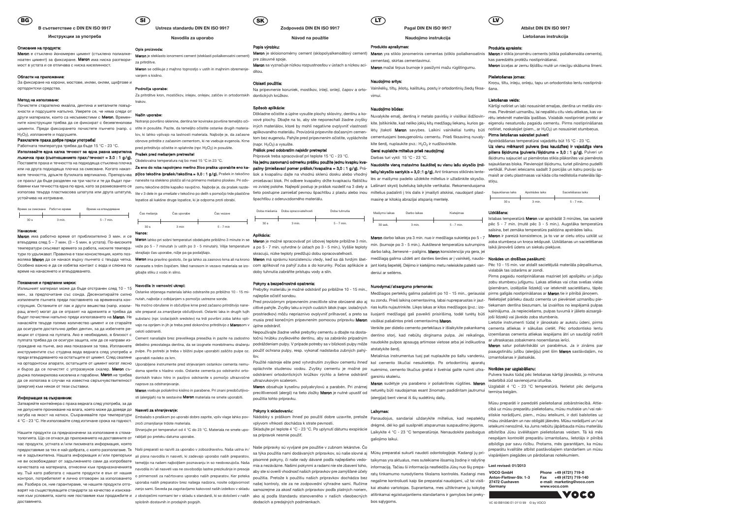# BG

## В съответствие с DIN EN ISO 9917

### Инструкции за употреба

**Описание на продукта:**

**Meron** е стъклено йономерен цимент (стъкло полиалкеноатен цимент) за фиксиране. **Meron** има ниска разтворимост в устата и се отличава с ниска киселинност.

**Области на приложение:**

За фиксиране на корони, мостове, инлеи, онлеи, щифтове и ортодонтски средства.

**Метод на използване:**

Почистете старателно емайла, дентина и металните повърхности и подсушете напълно. Уверете се, че няма следи от други материали, които са несъвместими с **Meron**. Временните конструкции трябва да се фиксират с безевгенолови цименти. Преди фиксирането почистете пънчето (напр. с $H_2O_2$), изплакнете и подсушете.

**Разклатете праха добре преди употреба!**

Работната температура трябва да бъде 15 °C - 23 °C.

**Използвайте една капка течност за една равна мерителна лъжичка прах (съотношението прах/течност = 3,0 : 1 g/g).** Поставете праха и течността на подходяща стъклена плочка или на друга подходяща плочка за смесване. Когато накапвате течността, дръжте бутилката вертикално. Препоръчва се прахът да бъде разделен на три части и те да бъдат прибавяни към течността една по една, като за размесването се използва твърда пластмасова шпатула или друга шпатула, устойчива на изтриване.

Време за смесване | Работно време | Време на втвърдяване
30 s | 3 min. | 5 - 7 min.

**Нанасяне:**

**Meron** има работно време от приблизително 3 мин. и се втвърдява след 5 – 7 мин. (3 – 5 мин. в устата). По-високите температури съкращават времето за работа, ниските температури го удължават. Правилна е тази консистенция, която позволява **Meron** да се нанася върху пънчето с твърда четка. Особено важно е да се избягва контакт с вода и слюнка по време на нанасянето и втвърдяването.

**Показания и предпазни мерки:**

Излишният материал може да бъде отстранен след 10 - 15 мин., за предпочитане със сонда. Десенситирайте силно изпилените пънчета преди поставянето на временната конструкция. Останките от лак и други вещества (напр. изолиращ агент) могат да се отразят на адхезията и трябва да бъдат почистени напълно преди използването на **Meron**. Не нанасяйте твърде голямо количество цимент и се старайте да осигурите достатъчно дебел дентин, за да избегнете реакции от страна на пулпата. Ако е необходимо, в близост с пулпата трябва да се осигури защита, или да се направи изграждане на пънче, ако има показания за това. Излишните инструментите със студена вода веднага след употреба и преди втвърдяването на остатъците от цимент. След сваляне на ортодонтски апарати, остатъците от цимент могат лесно и бързо да се почистят с ултразвуков скалер. **Meron** съдържа полиакрилова киселина и парабени. **Meron** не трябва да се използва в случай на известна свръхчувствителност (алергия) към някоя от тези съставки.

**Информация за съхранение:**

Затваряйте контейнера с праха веднага след употреба, за да не допуснете проникване на влага, което може да доведе до загуба на якост на натиск. Съхранявайте при температури 4 °C - 23 °C. Не използвайте след изтичане срока на годност.

Нашите продукти са предназначени за използване в стоматологията. Що се отнася до приложението на доставяните от нас продукти, устната и/или писмената информация, която предоставяме за тях е най-добрата, с която разполагаме. Тя не е задължителна. Нашата информация и/или препоръки не ви освобождават от задължението сами да изпробвате качествата на материала, отнесени към предназначението му. Тъй като работата с нашите продукти е вън от нашия контрол, потребителят е лично отговорен за използването им. Разбира се, ние гарантираме, че нашите продукти отговарят на съществуващите стандарти за качество и изискванията към условията, които ние поставяме към продажбите и доставянето.

# SI

## Ustreza standardu DIN EN ISO 9917

### Navodila za uporabo

**Opis proizvoda:**

**Meron** je steklasto ionomerni cement (steklasti polialkenoatni cement) za pritrditve.

**Meron** se odlikuje z majhno topnostjo v ustih in majhnim obremenjevanjem s kislino.

**Področja uporabe:**

Za pritrditve kron, mostičkov, inlejev, onlejev, zatičev in ortodontskih trakov.

**Način uporabe:**

Natranjo površino sklenine, dentina ter kovinske površine temeljito očistite in posušite. Pazite, da temeljito očistite ostanke drugih materialov, ki lahko vplivajo na lastnosti materiala. Najbolje je, da začasne obnove pritrdite z začasnim cementom, ki ne vsebuje evgenola. Krne pred pritrditvijo očistite in splahnite (npr. $H_2O_2$) in posušite.

**Prašek pred mešanjem pretresite!**

Obdelovalna temperatura naj bo med 15 °C in 23 °C.

**Za eno do roba napolnjeno merilno žlico praška uporabite eno kapljico tekočine (prašek/tekočina = 3,0 : 1 g/g).** Prašek in tekočino nanesite na stekleno ploščo ali na primerno mešalno ploskev. Pri odvzemu tekočine držite kapalko navpično. Najbolje je, da prašek razdelite v 3 dele in ga vmešate v tekočino po delih s pomočjo trde plastične lopatice ali kakšne druge lopatice, ki je odporna proti obrabi.

Čas mešanja | Čas uporabe | Čas vezave
30 s | 3 min | 5 - 7 min

**Nanos:**

**Meron** lahko pri sobni temperaturi obdelujete približno 3 minute in se veže po 5 - 7 minutah (v ustih po 3 - 5 minutah). Višje temperature skrajšajo čas uporabe, nižje pa ga podaljšajo.

**Meron** ima pravilno gostoto, če ga lahko za zasnovo krna ali na krono nanesete s trdim čopičem. Med nanosom in vezavo materiala se izogibajte stiku z vodo in slino.

**Navodila in varnostni ukrepi:**

Ostanke strjenega materiala lahko odstranite po približno 10 - 15 minutah, najbolje z odbijanjem s pomočjo ustrezne sonde.

Na močno obrušene in obdrušene krne pred začasno pritrditvijo nanesite preparat za zmanjšanje občutljivosti. Ostanki laka in drugih substanc (npr. izolacijskih sredstev) na trdi površini zoba lahko vplivajo na oprijem in jih je treba pred dokončno pritrditvijo z **Meron**om v celoti odstraniti.

Cement nanašajte brez prevelikega presežka in pazite na zadostno debelino preostalega dentina, da se izognete morebitnemu draženju pulpe. Po potrebi je treba v bližini pulpe uporabiti zaščito pulpe oz. uporabiti navlako za krn.

Uporabljene instrumente pred strjevanjem ostankov cementa nemudoma sperite s hladno vodo. Ostanke cementa po odstranitvi ortodontskih trakov hitro in pazljivo odstranite s pomočjo ultrazvočne naprave za odstranjevanje.

**Meron** vsebuje poliakrilno kislino in parabene. Pri znani preobčutljivosti (alergijah) na te sestavine **Meron** materiala ne smete uporabiti.

**Nasveti za shranjevanje:**

Embalažo s praškom po uporabi dobro zaprite, vplive vlage lahko povzroči zmanjšanje trdote materiala.

Shranjujte pri temperaturi od 4 °C do 23 °C. Materiala ne smete uporabljati po preteku datuma uporabe.

Naši preparati so razviti za uporabo v zobozdravstvu. Naša ustna in/ali pisna navodila in nasveti, ki zadevajo uporabo naših preparatov, temeljijo na našem najboljšem poznavanju in so neobvezujoča. Naša navodila in/ali nasveti vas ne osvobodijo lastne preizkušnje in presoje o primernosti za načrtovano uporabo naših preparatov. Ker poteka uporaba naših preparatov brez našega nadzora, nosite odgovornost zanjo sami. Seveda pa zagotavljamo kakovost naših izdelkov v skladu z obstoječimi normami ter v skladu s standardi, ki so določeni v naših splošnih dostavnih in prodajnih pogojih.

# SK

## Zodpovedá DIN EN ISO 9917

### Návod na použitie

**Popis výrobku:**

**Meron** je skloionomérny cement (sklopolyalkenoátový cement) pre zásuvné spoje.

**Meron** sa vyznačuje nízkou rozpustnosťou v ústach a nízkou aciditou.

**Oblasti použitia:**

Na pripevnenie koruniek, mostíkov, inlejí, onlejí, čapov a ortodontických krúžkov.

**Spôsob aplikácie:**

Dôkladne očistite a úplne vysušte plochy skloviny, dentínu a kovové plochy. Dbajte na to, aby ste neponechali žiadne zvyšky iných materiálov, ktoré by mohli negatívne ovplyvniť vlastnosti aplikovaného materiálu. Provizóriá pripevnite dočasným cementom bez eugenolu. Pahýle pred pripevnením očistite, vypláchnite (napr. $H_2O_2$) a vysušte.

**Prášok pred odobratím najskôr pretrepte!**

Prípravok treba spracovávať pri teplote 15 °C - 23 °C.

**Na jednu zarovnanú odmerku prášku použite jednu kvapku kvapaliny (zmiešavací pomer prášok/kvapalina = 3,0 : 1 g/g).** Prášok a kvapalinu dajte na vhodnú sklenú dosku alebo vhodný zmiešavací blok. Pri odoberaní kvapaliny držte kvapkaciu fľaštičku vo zvislej polohe. Najlepší postup je prášok rozdeliť na 3 diely a tieto postupne zamiešať pevnou špachtľou z plastu alebo inou špachtľou z oderuvzdorného materiálu.

Doba miešania | Doba opracovateľnosti | Doba tuhnutia
30 s | 3 min. | 5 - 7 min.

**Aplikácia:**

**Meron** je možné spracovávať pri izbovej teplote približne 3 min. a po 5 - 7 min. vytvrdne (v ústach po 3 - 5 min.). Vyššie teploty skracujú, nižšie teploty predlžujú dobu opracovateľnosti.

**Meron** má správnu konzistenciu vtedy, keď sa dá tvrdým štetcom aplikovať na pahýľ zuba a do korunky. Počas aplikácie a doby tuhnutia zabráňte prístupu vody a slín.

**Pokyny a bezpečnostné opatrenia:**

Prebytky materiálu je možné odstrániť po približne 10 - 15 min., najlepšie očistiť sondou.

Pred provizórnym pripevnením znecitlivite silne obrúsené ako aj citlivé pahýle. Zvyšky laku a iných cudzích látok (napr. izolačných prostriedkov) môžu nepriaznivo ovplyvniť priľnavosť, a preto sa musia pred konečným pripevnením pomocou prípravku **Meron** úplne odstrániť.

Nepoužívajte žiadne veľké prebytky cementu a dbajte na dostatočnú hrúbku zvyškového dentínu, aby sa zabránilo prípadným podráždeniam pulpy. V prípade potreby sa v blízkosti pulpy môže použiť ochrana pulpy, resp. vykonať nadstavba zubných pahýľov.

Použité nástroje ešte pred vytvrdnutím zvyškov cementu ihneď opláchnite studenou vodou. Zvyšky cementu je možné po odstránení ortodontických krúžkov rýchlo a šetrne odstrániť ultrazvukovým scalerom.

**Meron** obsahuje kyselinu polyakrylovú a parabén. Pri známej precitlivenosti (alergii) na tieto zložky **Meron** je nutné upustiť od použitia tohto prípravku.

**Pokyny k skladovaniu:**

Nádobky s práškom ihneď po použití dobre uzavrite, pretože vplyvom vlhkosti dochádza k strate pevnosti.

Skladujte pri teplote 4 °C - 23 °C. Po uplynutí dátumu exspirácie sa prípravok nesmie použiť.

Naše prípravky sú vyvíjané pre použitie v zubnom lekárstve. Čo sa týka použitia nami dodávaných prípravkov, sú naše slovné aj písomné pokyny, či naše rady dávané podľa najlepšieho vedomia a nezáväzne. Našimi pokynmi a radami nie ste zbavení toho, aby ste si overili vhodnosť našich prípravkov pre zamýšľané účely použitia. Pretože k použitiu našich prípravkov dochádza bez našej kontroly, ste za ne zodpovední výhradne sami. Ručíme samozrejme za akosť našich prípravkov podľa platných noriem, ako aj podľa štandardu stanoveného v našich všeobecných dodacích a predajných podmienkach.

# LT

## Pagal DIN EN ISO 9917

### Naudojimo instrukcija

**Produkto aprašymas:**

**Meron** yra stiklo jonomerinis cementas (stiklo polialkenoatinis cementas), skirtas cementavimui.

**Meron** mažai tirpus burnoje ir pasižymi mažu rūgštingumu.

**Naudojimo sritys:**

Vainikėlių, tiltų, įklotų, kaištukų, postų ir ortodontinių žiedų fiksavimui.

**Naudojimo būdas:**

Nuvalykite emalį, dentiną ir metalo paviršių ir visiškai išdžiovinkite. Įsitikinkite, kad neliko jokių kitų medžiagų liekanų, kurios galėtų įtakoti **Meron** savybes. Laikini vainikėliai turėtų būti cementuojami beeugenoliniu cementu. Prieš fiksavimą nuvalykite šerdį, nuplaukite pvz.: $H_2O_2$ ir nudžiovinkite.

**Gerai suplakite miltelius prieš naudojimą!**

Darbas turi vykti 15 °C - 23 °C.

**Naudokite vieną matavimo šaukštelį su vienu lašu skysčio (miltelių/skysčio santykis = 3,0 :1 g/g).** Ant tinkamos stiklinės lentelės ar maišymo padelio uždėkite miltelius ir užlašinkite skysčio. Lašinant skystį butelyką laikykite vertikaliai. Rekomenduojama miltelius padalinti į tris dalis ir įmaišyti skystį atskirai, naudojant plastmasinę ar kitokią abrazijai atsparią mentelę.

Maišymo laikas | Darbo laikas | Kietėjimas
30 sek. | 3 min. | 5 - 7 min.

**Meron** darbo laikas yra 3 min. nuo ir medžiaga sukietėja po 5 - 7 min. (burnoje po 3 - 5 min.). Aukštesnė temperatūra sutrumpins darbo laiką, žemesnė – pailgins. **Meron** konsistencija yra gera, jei medžiagą galima uždėti ant danties šerdies ar į vainikėlį, naudojant kietą šepetėlį. Dėjimo ir kietėjimo metu neleiskite patekti vandeniui ar seilėms.

**Nurodymai/atsargumo priemonės:**

Medžiagos perteklių galima pašalinti po 10 - 15 min., geriausiai su zondu. Prieš laikiną cementavimą, labai nupreparuotas ir jautrias kultis nujautrinkite. Likęs lakas ar kitos medžiagos (pvz.: izoliuojanti medžiaga) gali paveikti prisirišimą, todėl turėtų būti visiškai pašalintos prieš cementavimą **Meron**.

Venkite per didelio cemento pertekliaus ir išlaikykite pakankamą dentino storį, kad nebūtų dirginama pulpa. Jei reikalinga, naudokite pulpos apsaugą artimose vietose arba jei indikuotina atstatykite šerdį.

Metalinius instrumentus tuoj pat nuplaukite po šaltu vandeniu, kol cemento likučiai nesukietėjo. Po ortodontinių aparatų nuėmimo, cemento likučius greitai ir švelniai galite nuimti ultragarsiniu skaleriu.

**Meron** sudėtyje yra parabeno ir poliakrilinės rūgšties. **Meron** neturėtų būti naudojamas esant žinomam padidintam jautrumui (alergijai) bent vienai iš šių sudėtinių dalių.

**Laikymas:**

Panaudojus, sandariai uždarykite miltelius, kad nepatektų drėgmė, dėl ko gali susilpnėti atsparumas suspaudimo jėgoms. Laikykite 4 °C - 23 °C temperatūroje. Nenaudokite pasibaigus galiojimo laikui.

Mūsų preparatai sukurti naudoti odontologijoje. Kadangi jų pritaikymas yra aktualus, mes suteikiame išsamią žodinę ir rašytinę informaciją. Tačiau ši informacija neatleidžia Jūsų nuo šių preparatų tinkamumo nurodytiems tikslams kontrolės. Kadangi mes negalime kontroliuoti kaip šie preparatai naudojami, už tai visiškai atsako vartotojas. Suprantama, mes užtikriname jų kokybę atitinkamai egzistuojantiems standartams ir gamybos bei prekybos sąlygoms.

# LV

## Atbilst DIN EN ISO 9917

### Lietošanas instrukcija

**Produkta apraksts:**

**Meron** ir stikla jonomēru cements (stikla polialkenoāta cements), kas paredzēts protēžu nostiprināšanai.

**Meron** izceļas ar zemu šķīdību mutē un niecīgu skābuma līmeni.

**Pielietošanas jomas:**

Kroņu, tiltu, inleju, onleju, tapu un ortodontisko lentu nostiprināšana.

**Lietošanas veids:**

Kārtīgi notīriet un labi nosusiniet emaljas, dentīna un metāla virsmas. Pievērsiet uzmanību, lai nepaliktu citu vielu atliekas, kas varētu ietekmēt materiāla īpašības. Vislabāk nostipriniet protēzi ar eigenolu nesaturošu pagaidu cementu. Pirms nostiprināšanas notīriet, noskalojiet (piem., ar $H_2O_2$) un nosusiniet stumbeņus.

**Pirms lietošanas sakratiet pulveri!**

Apstrādāšanas temperatūrai vajadzētu būt 15 °C - 23 °C.

**Uz vienu mērkaroti pulvera (bez kaudzītes) ir vajadzīgs viens piliens šķidruma (pulveris/šķidrums = 3,0 : 1 g/g).** Pulveri un šķidrumu sajauciet uz piemērotas stikla plāksnītes vai piemērota sajaukšanas bloka. Pievienojot šķidrumu, turiet pilināmo pudelīti vertikāli. Pulveri ieteicams sadalīt 3 porcijās un katru porciju samaisīt ar cietu plastmasas vai kāda cita nedilstoša materiāla lāpstiņu.

Sajaukšanas laiks | Apstrādes laiks | Sacietēšanas laiks
30 s | 3 min. | 5 - 7 min.

**Uzklāšana:**

Istabas temperatūrā **Meron** var apstrādāt 3 minūtes, tas sacietē pēc 5 - 7 min. (mutē pēc 3 - 5 min.). Augstāka temperatūra saīsina, bet zemāka temperatūra paildzina apstrādes laiku.

**Meron** ir pareizā konsistence, ja to var ar cietu otiņu uzklāt uz zoba stumbeņa un kroņa iekšpusē. Uzklāšanas un sacietēšanas laikā jānovērš ūdens un siekalu piekļuve.

**Norādes un drošības pasākumi:**

Pēc 10 - 15 min. var atdalīt sacietējušā materiāla pārpalikumus, vislabāk tas izdarāms ar zondi.

Pirms pagaidu nostiprināšanas maziniet ļoti apslīpētu un jutīgu zobu stumbeņu jutīgumu. Lakas atliekas vai citas svešas vielas (piemēram, izolējošie līdzekļi) var ietekmēt sacietēšanu, tāpēc pirms galīgās nostiprināšanas ar **Meron** tie ir pilnībā jānoņem.

Nelietojiet pārlieku daudz cementa un pievērsiet uzmanību pietiekamam dentīna biezumam, lai izvairītos no iespējamā pulpas kairinājuma. Ja nepieciešams, pulpas tuvumā ir jāieto aizsargājoši līdzekļi vai jāveido zoba stumbenis.

Lietotie instrumenti tūdaļ ir jānoskalo ar aukstu ūdeni, pirms cementa atliekas ir sākušas cietēt. Pēc ortodontisko lentu izņemšanas cementa atliekas iespējams ātri un saudzīgi notīrīt ar ultraskaņas zobakmens noņemšanas ierīci.

**Meron** satur poliakrilskābi un parabēnus. Ja ir zināms par paaugstinātu jutību (alerģiju) pret šīm **Meron** sastāvdaļām, no izmantošanas ir jāatsakās.

**Norādes par uzglabāšanu:**

Pulvera trauks tūdaļ pēc lietošanas kārtīgi jānoslēdz, jo mitruma iedarbībā zūd savienojuma izturība.

Uzglabāt 4 °C - 23 °C temperatūrā. Nelietot pēc derīguma termiņa beigām.

Mūsu preparāti ir paredzēti pielietošanai zobārstniecībā. Attiecībā uz mūsu preparātu pielietošanu, mūsu mutiskie un/vai rakstiskie norādījumi, piem., mūsu ieteikumi, ir doti balstoties uz mūsu zināšanām un nav obligāti jāievēro. Mūsu norādījumi un/vai ieteikumi nenozīmē, ka Jums nebūtu jāpārbauda mūsu materiālu atbilstība Jūsu izvēlētajam pielietošanas veidam. Tā kā mēs nespējam kontrolēt preparātu izmantošanu, lietotājs ir pilnībā atbildīgs par savu rīcību. Protams, mēs garantējam, ka mūsu preparātu kvalitāte atbilst pastāvošajiem standartiem un mūsu vispārējiem piegādes un pārdošanas noteikumiem.

**Last revised: 01/2013**

**VOCO GmbH**
Anton-Flettner-Str. 1-3
27472 Cuxhaven
Germany

Phone +49 (4721) 719-0
Fax +49 (4721) 719-140
e-mail: marketing@voco.com
www.voco.com

VOCO

VC 80 BB1090 E1 0113 99 © by VOCO